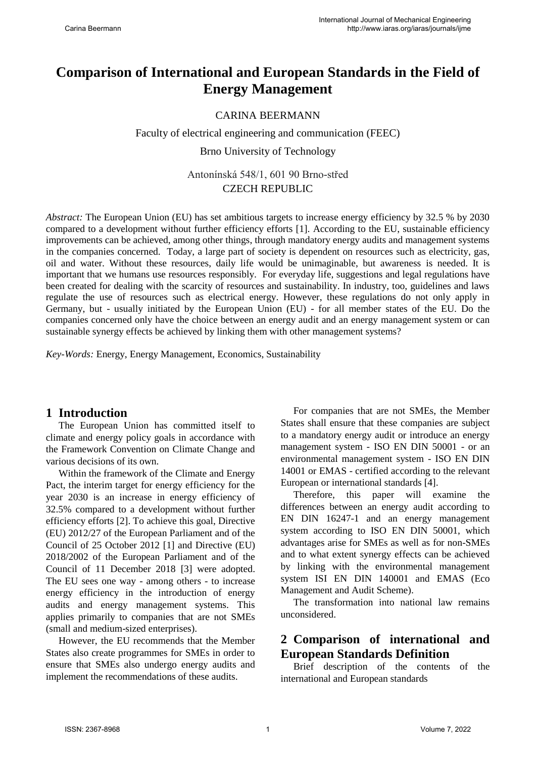# Comparison of International and European Standards in the Field of Energy Management

CARINA BEERMANN

Faculty of electrical engineering and communication (FEEC)

Brno University of Technology

Antonínská 548/1, 601 90 Brno-střed

CZECH REPUBLIC

*Abstract:* The European Union (EU) has set ambitious targets to increase energy efficiency by 32.5 % by 2030 compared to a development without further efficiency efforts [1]. According to the EU, sustainable efficiency improvements can be achieved, among other things, through mandatory energy audits and management systems in the companies concerned. Today, a large part of society is dependent on resources such as electricity, gas, oil and water. Without these resources, daily life would be unimaginable, but awareness is needed. It is important that we humans use resources responsibly. For everyday life, suggestions and legal regulations have been created for dealing with the scarcity of resources and sustainability. In industry, too, guidelines and laws regulate the use of resources such as electrical energy. However, these regulations do not only apply in Germany, but - usually initiated by the European Union (EU) - for all member states of the EU. Do the companies concerned only have the choice between an energy audit and an energy management system or can sustainable synergy effects be achieved by linking them with other management systems?

*Key-Words:* Energy, Energy Management, Economics, Sustainability

## 1 Introduction

The European Union has committed itself to climate and energy policy goals in accordance with the Framework Convention on Climate Change and various decisions of its own.

Within the framework of the Climate and Energy Pact, the interim target for energy efficiency for the year 2030 is an increase in energy efficiency of 32.5% compared to a development without further efficiency efforts [2]. To achieve this goal, Directive (EU) 2012/27 of the European Parliament and of the Council of 25 October 2012 [1] and Directive (EU) 2018/2002 of the European Parliament and of the Council of 11 December 2018 [3] were adopted. The EU sees one way - among others - to increase energy efficiency in the introduction of energy audits and energy management systems. This applies primarily to companies that are not SMEs (small and medium-sized enterprises).

However, the EU recommends that the Member States also create programmes for SMEs in order to ensure that SMEs also undergo energy audits and implement the recommendations of these audits.

For companies that are not SMEs, the Member States shall ensure that these companies are subject to a mandatory energy audit or introduce an energy management system - ISO EN DIN 50001 - or an environmental management system - ISO EN DIN 14001 or EMAS - certified according to the relevant European or international standards [4].

Therefore, this paper will examine the differences between an energy audit according to EN DIN 16247-1 and an energy management system according to ISO EN DIN 50001, which advantages arise for SMEs as well as for non-SMEs and to what extent synergy effects can be achieved by linking with the environmental management system ISI EN DIN 140001 and EMAS (Eco Management and Audit Scheme).

The transformation into national law remains unconsidered.

## 2 Comparison of international and European Standards Definition

Brief description of the contents of the international and European standards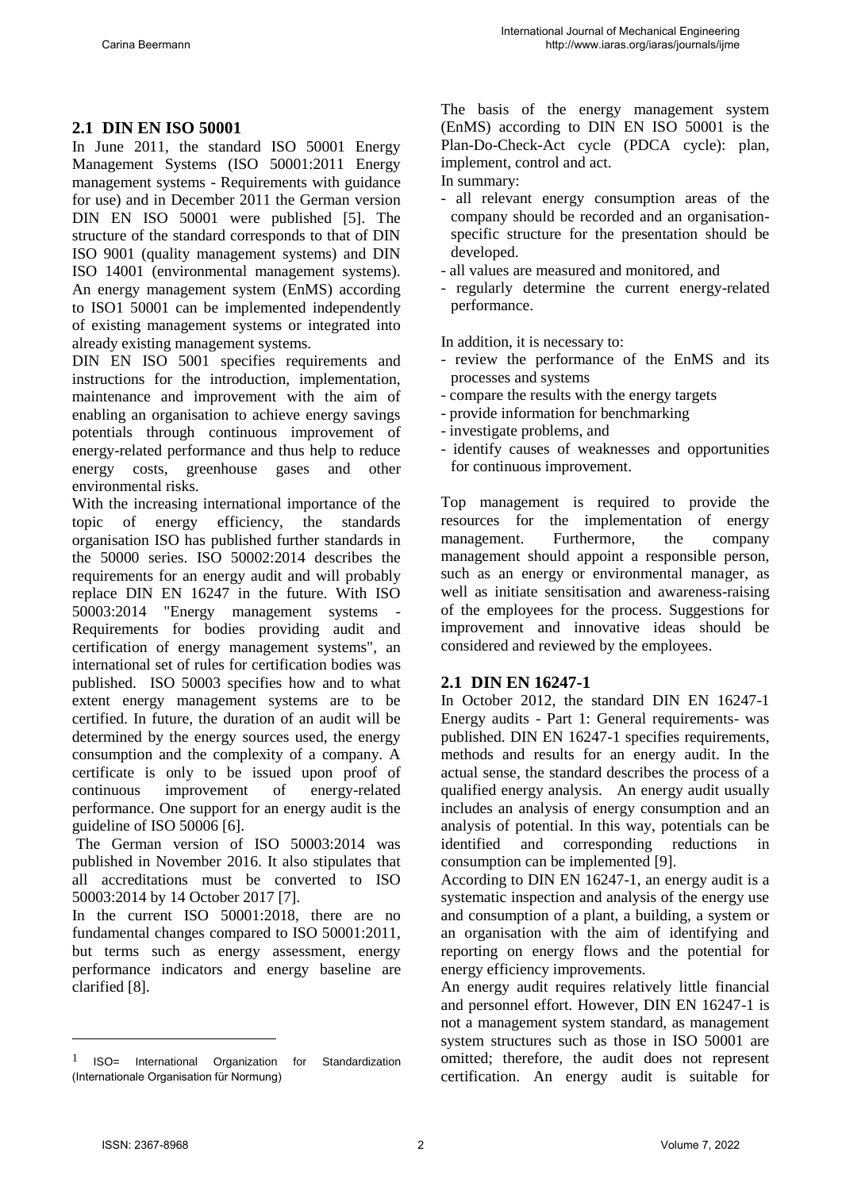## 2.1 DIN EN ISO 50001

In June 2011, the standard ISO 50001 Energy Management Systems (ISO 50001:2011 Energy management systems - Requirements with guidance for use) and in December 2011 the German version DIN EN ISO 50001 were published [5]. The structure of the standard corresponds to that of DIN ISO 9001 (quality management systems) and DIN ISO 14001 (environmental management systems). An energy management system (EnMS) according to ISO[1] 50001 can be implemented independently of existing management systems or integrated into already existing management systems.

DIN EN ISO 5001 specifies requirements and instructions for the introduction, implementation, maintenance and improvement with the aim of enabling an organisation to achieve energy savings potentials through continuous improvement of energy-related performance and thus help to reduce energy costs, greenhouse gases and other environmental risks.

With the increasing international importance of the topic of energy efficiency, the standards organisation ISO has published further standards in the 50000 series. ISO 50002:2014 describes the requirements for an energy audit and will probably replace DIN EN 16247 in the future. With ISO 50003:2014 "Energy management systems - Requirements for bodies providing audit and certification of energy management systems", an international set of rules for certification bodies was published. ISO 50003 specifies how and to what extent energy management systems are to be certified. In future, the duration of an audit will be determined by the energy sources used, the energy consumption and the complexity of a company. A certificate is only to be issued upon proof of continuous improvement of energy-related performance. One support for an energy audit is the guideline of ISO 50006 [6].

The German version of ISO 50003:2014 was published in November 2016. It also stipulates that all accreditations must be converted to ISO 50003:2014 by 14 October 2017 [7].

In the current ISO 50001:2018, there are no fundamental changes compared to ISO 50001:2011, but terms such as energy assessment, energy performance indicators and energy baseline are clarified [8].

[1] ISO= International Organization for Standardization (Internationale Organisation für Normung)

The basis of the energy management system (EnMS) according to DIN EN ISO 50001 is the Plan-Do-Check-Act cycle (PDCA cycle): plan, implement, control and act.

In summary:

- all relevant energy consumption areas of the company should be recorded and an organisation-specific structure for the presentation should be developed.
- all values are measured and monitored, and
- regularly determine the current energy-related performance.

In addition, it is necessary to:

- review the performance of the EnMS and its processes and systems
- compare the results with the energy targets
- provide information for benchmarking
- investigate problems, and
- identify causes of weaknesses and opportunities for continuous improvement.

Top management is required to provide the resources for the implementation of energy management. Furthermore, the company management should appoint a responsible person, such as an energy or environmental manager, as well as initiate sensitisation and awareness-raising of the employees for the process. Suggestions for improvement and innovative ideas should be considered and reviewed by the employees.

## 2.1 DIN EN 16247-1

In October 2012, the standard DIN EN 16247-1 Energy audits - Part 1: General requirements- was published. DIN EN 16247-1 specifies requirements, methods and results for an energy audit. In the actual sense, the standard describes the process of a qualified energy analysis. An energy audit usually includes an analysis of energy consumption and an analysis of potential. In this way, potentials can be identified and corresponding reductions in consumption can be implemented [9].

According to DIN EN 16247-1, an energy audit is a systematic inspection and analysis of the energy use and consumption of a plant, a building, a system or an organisation with the aim of identifying and reporting on energy flows and the potential for energy efficiency improvements.

An energy audit requires relatively little financial and personnel effort. However, DIN EN 16247-1 is not a management system standard, as management system structures such as those in ISO 50001 are omitted; therefore, the audit does not represent certification. An energy audit is suitable for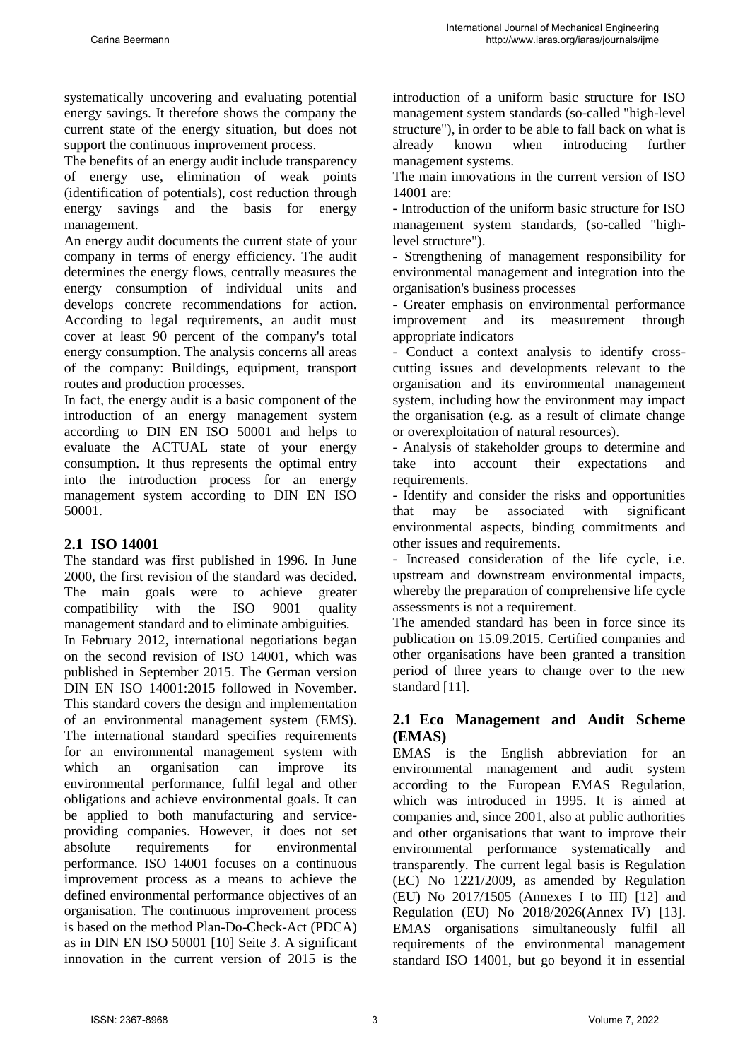systematically uncovering and evaluating potential energy savings. It therefore shows the company the current state of the energy situation, but does not support the continuous improvement process.

The benefits of an energy audit include transparency of energy use, elimination of weak points (identification of potentials), cost reduction through energy savings and the basis for energy management.

An energy audit documents the current state of your company in terms of energy efficiency. The audit determines the energy flows, centrally measures the energy consumption of individual units and develops concrete recommendations for action. According to legal requirements, an audit must cover at least 90 percent of the company's total energy consumption. The analysis concerns all areas of the company: Buildings, equipment, transport routes and production processes.

In fact, the energy audit is a basic component of the introduction of an energy management system according to DIN EN ISO 50001 and helps to evaluate the ACTUAL state of your energy consumption. It thus represents the optimal entry into the introduction process for an energy management system according to DIN EN ISO 50001.

## 2.1 ISO 14001

The standard was first published in 1996. In June 2000, the first revision of the standard was decided. The main goals were to achieve greater compatibility with the ISO 9001 quality management standard and to eliminate ambiguities.

In February 2012, international negotiations began on the second revision of ISO 14001, which was published in September 2015. The German version DIN EN ISO 14001:2015 followed in November. This standard covers the design and implementation of an environmental management system (EMS). The international standard specifies requirements for an environmental management system with which an organisation can improve its environmental performance, fulfil legal and other obligations and achieve environmental goals. It can be applied to both manufacturing and service-providing companies. However, it does not set absolute requirements for environmental performance. ISO 14001 focuses on a continuous improvement process as a means to achieve the defined environmental performance objectives of an organisation. The continuous improvement process is based on the method Plan-Do-Check-Act (PDCA) as in DIN EN ISO 50001 [10] Seite 3. A significant innovation in the current version of 2015 is the introduction of a uniform basic structure for ISO management system standards (so-called "high-level structure"), in order to be able to fall back on what is already known when introducing further management systems.

The main innovations in the current version of ISO 14001 are:

- Introduction of the uniform basic structure for ISO management system standards, (so-called "high-level structure").
- Strengthening of management responsibility for environmental management and integration into the organisation's business processes
- Greater emphasis on environmental performance improvement and its measurement through appropriate indicators
- Conduct a context analysis to identify cross-cutting issues and developments relevant to the organisation and its environmental management system, including how the environment may impact the organisation (e.g. as a result of climate change or overexploitation of natural resources).
- Analysis of stakeholder groups to determine and take into account their expectations and requirements.
- Identify and consider the risks and opportunities that may be associated with significant environmental aspects, binding commitments and other issues and requirements.
- Increased consideration of the life cycle, i.e. upstream and downstream environmental impacts, whereby the preparation of comprehensive life cycle assessments is not a requirement.

The amended standard has been in force since its publication on 15.09.2015. Certified companies and other organisations have been granted a transition period of three years to change over to the new standard [11].

## 2.1 Eco Management and Audit Scheme (EMAS)

EMAS is the English abbreviation for an environmental management and audit system according to the European EMAS Regulation, which was introduced in 1995. It is aimed at companies and, since 2001, also at public authorities and other organisations that want to improve their environmental performance systematically and transparently. The current legal basis is Regulation (EC) No 1221/2009, as amended by Regulation (EU) No 2017/1505 (Annexes I to III) [12] and Regulation (EU) No 2018/2026(Annex IV) [13]. EMAS organisations simultaneously fulfil all requirements of the environmental management standard ISO 14001, but go beyond it in essential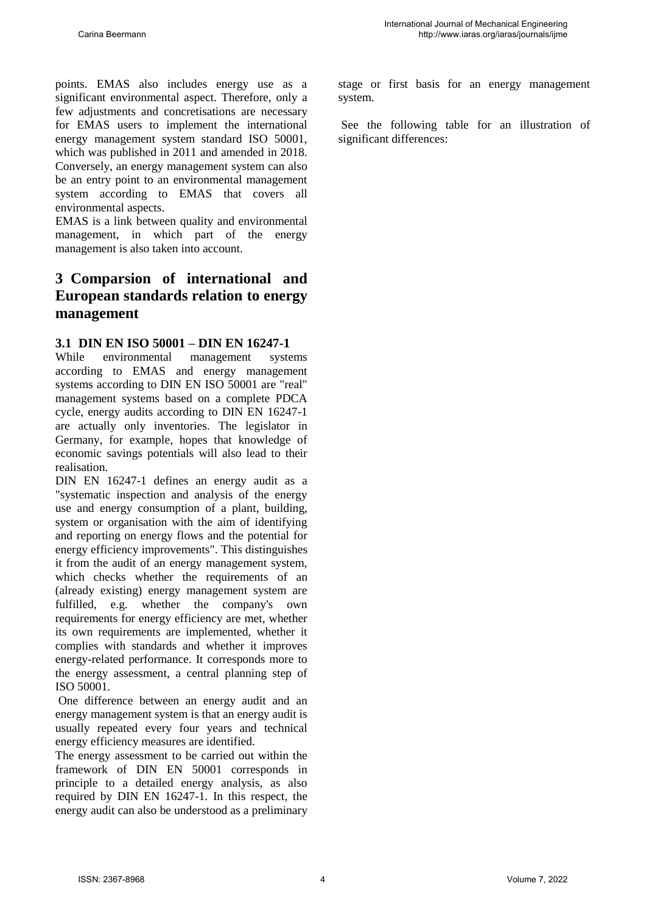points. EMAS also includes energy use as a significant environmental aspect. Therefore, only a few adjustments and concretisations are necessary for EMAS users to implement the international energy management system standard ISO 50001, which was published in 2011 and amended in 2018. Conversely, an energy management system can also be an entry point to an environmental management system according to EMAS that covers all environmental aspects.

EMAS is a link between quality and environmental management, in which part of the energy management is also taken into account.

# 3 Comparsion of international and European standards relation to energy management

## 3.1 DIN EN ISO 50001 – DIN EN 16247-1

While environmental management systems according to EMAS and energy management systems according to DIN EN ISO 50001 are "real" management systems based on a complete PDCA cycle, energy audits according to DIN EN 16247-1 are actually only inventories. The legislator in Germany, for example, hopes that knowledge of economic savings potentials will also lead to their realisation.

DIN EN 16247-1 defines an energy audit as a "systematic inspection and analysis of the energy use and energy consumption of a plant, building, system or organisation with the aim of identifying and reporting on energy flows and the potential for energy efficiency improvements". This distinguishes it from the audit of an energy management system, which checks whether the requirements of an (already existing) energy management system are fulfilled, e.g. whether the company's own requirements for energy efficiency are met, whether its own requirements are implemented, whether it complies with standards and whether it improves energy-related performance. It corresponds more to the energy assessment, a central planning step of ISO 50001.

One difference between an energy audit and an energy management system is that an energy audit is usually repeated every four years and technical energy efficiency measures are identified.

The energy assessment to be carried out within the framework of DIN EN 50001 corresponds in principle to a detailed energy analysis, as also required by DIN EN 16247-1. In this respect, the energy audit can also be understood as a preliminary stage or first basis for an energy management system.

See the following table for an illustration of significant differences: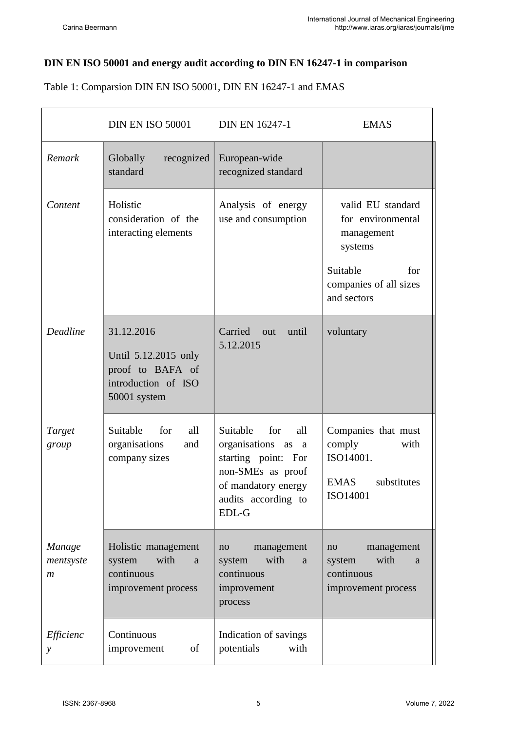**DIN EN ISO 50001 and energy audit according to DIN EN 16247-1 in comparison**

Table 1: Comparsion DIN EN ISO 50001, DIN EN 16247-1 and EMAS

| | DIN EN ISO 50001 | DIN EN 16247-1 | EMAS |
|---|---|---|---|
| *Remark* | Globally recognized standard | European-wide recognized standard | |
| *Content* | Holistic consideration of the interacting elements | Analysis of energy use and consumption | valid EU standard for environmental management systems<br><br>Suitable for companies of all sizes and sectors |
| *Deadline* | 31.12.2016<br><br>Until 5.12.2015 only proof to BAFA of introduction of ISO 50001 system | Carried out until 5.12.2015 | voluntary |
| *Target group* | Suitable for all organisations and company sizes | Suitable for all organisations as a starting point: For non-SMEs as proof of mandatory energy audits according to EDL-G | Companies that must comply with ISO14001.<br><br>EMAS substitutes ISO14001 |
| *Managementsystem* | Holistic management system with a continuous improvement process | no management system with a continuous improvement process | no management system with a continuous improvement process |
| *Efficiency* | Continuous improvement of | Indication of savings potentials with | |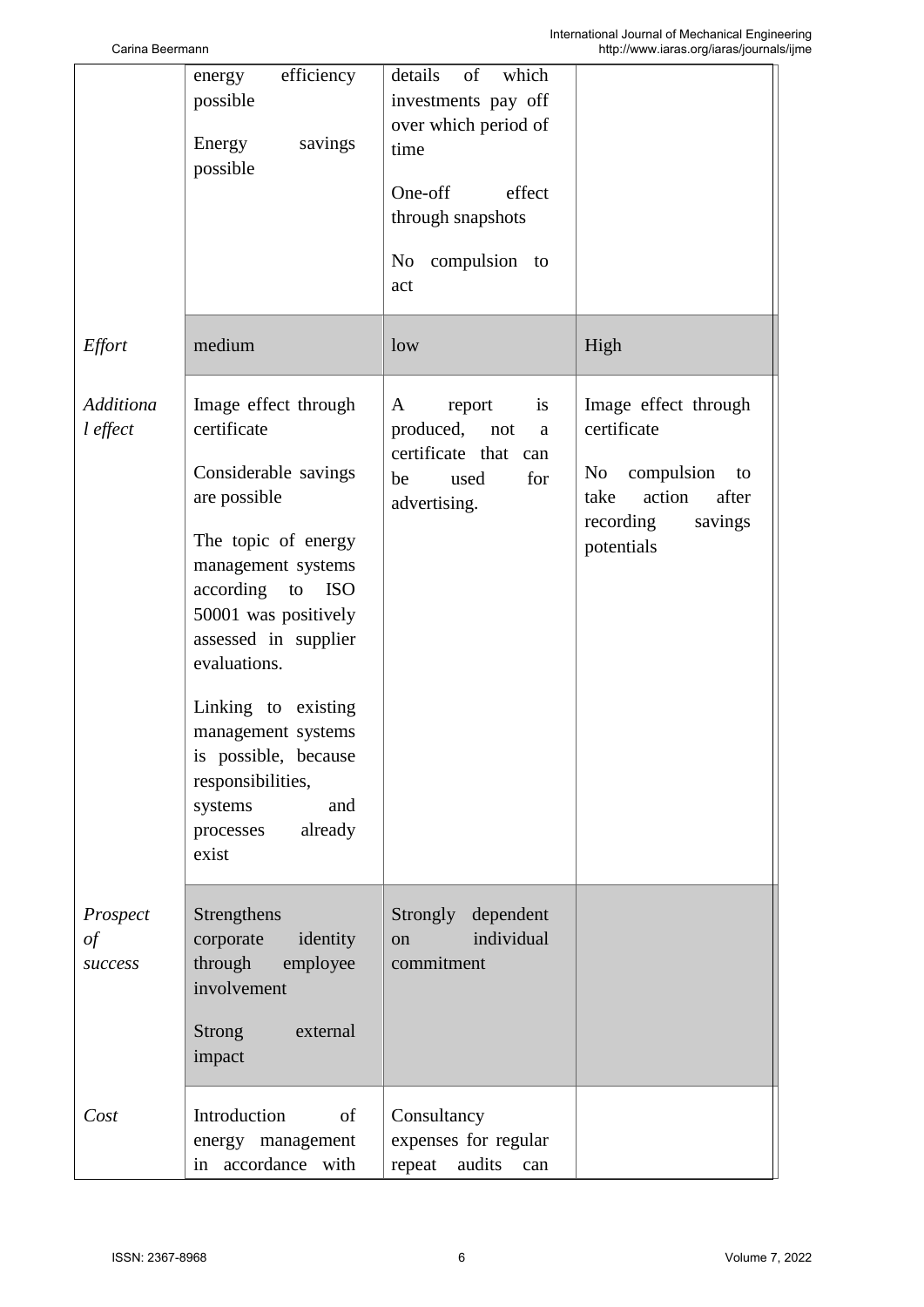| | | | |
|---|---|---|---|
| | energy efficiency possible<br><br>Energy savings possible | details of which investments pay off over which period of time<br><br>One-off effect through snapshots<br><br>No compulsion to act | |
| *Effort* | medium | low | High |
| *Additional effect* | Image effect through certificate<br><br>Considerable savings are possible<br><br>The topic of energy management systems according to ISO 50001 was positively assessed in supplier evaluations.<br><br>Linking to existing management systems is possible, because responsibilities, systems and processes already exist | A report is produced, not a certificate that can be used for advertising. | Image effect through certificate<br><br>No compulsion to take action after recording savings potentials |
| *Prospect of success* | Strengthens corporate identity through employee involvement<br><br>Strong external impact | Strongly dependent on individual commitment | |
| *Cost* | Introduction of energy management in accordance with | Consultancy expenses for regular repeat audits can | |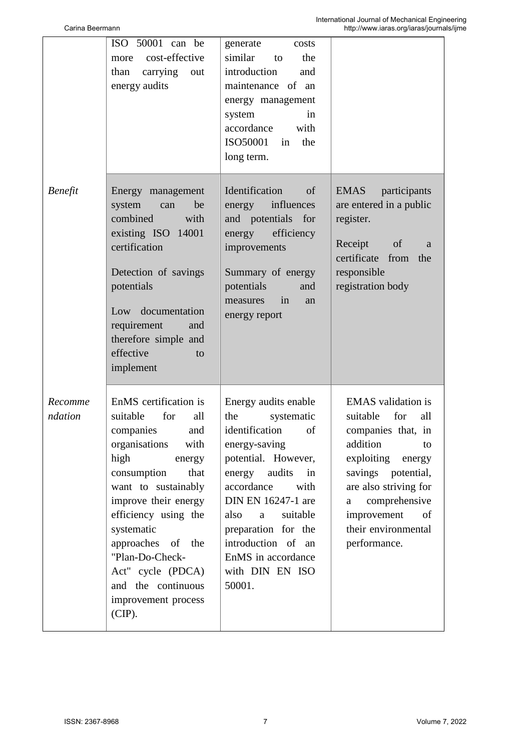| | | | |
|---|---|---|---|
| | ISO 50001 can be more cost-effective than carrying out energy audits | generate costs similar to the introduction and maintenance of an energy management system in accordance with ISO50001 in the long term. | |
| *Benefit* | Energy management system can be combined with existing ISO 14001 certification<br><br>Detection of savings potentials<br><br>Low documentation requirement and therefore simple and effective to implement | Identification of energy influences and potentials for energy efficiency improvements<br><br>Summary of energy potentials and measures in an energy report | EMAS participants are entered in a public register.<br><br>Receipt of a certificate from the responsible registration body |
| *Recommendation* | EnMS certification is suitable for all companies and organisations with high energy consumption that want to sustainably improve their energy efficiency using the systematic approaches of the "Plan-Do-Check-Act" cycle (PDCA) and the continuous improvement process (CIP). | Energy audits enable the systematic identification of energy-saving potential. However, energy audits in accordance with DIN EN 16247-1 are also a suitable preparation for the introduction of an EnMS in accordance with DIN EN ISO 50001. | EMAS validation is suitable for all companies that, in addition to exploiting energy savings potential, are also striving for a comprehensive improvement of their environmental performance. |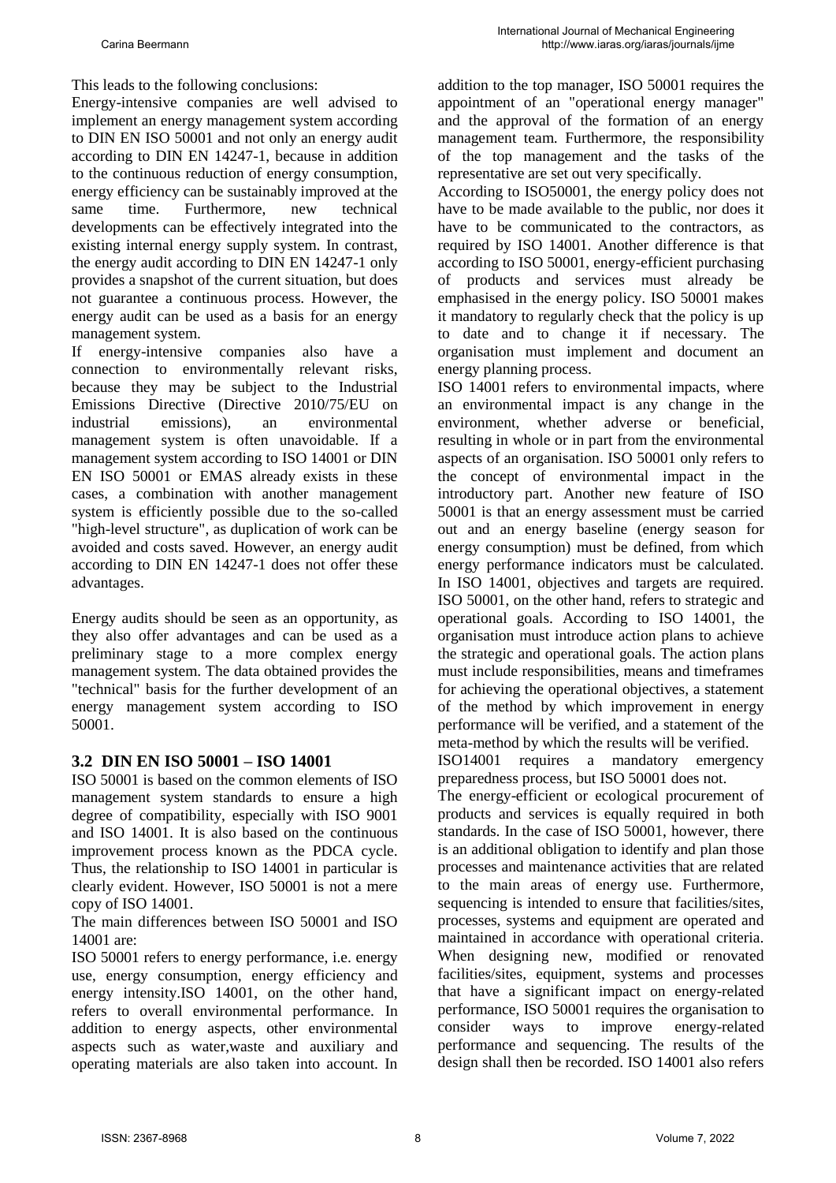This leads to the following conclusions:

Energy-intensive companies are well advised to implement an energy management system according to DIN EN ISO 50001 and not only an energy audit according to DIN EN 14247-1, because in addition to the continuous reduction of energy consumption, energy efficiency can be sustainably improved at the same time. Furthermore, new technical developments can be effectively integrated into the existing internal energy supply system. In contrast, the energy audit according to DIN EN 14247-1 only provides a snapshot of the current situation, but does not guarantee a continuous process. However, the energy audit can be used as a basis for an energy management system.

If energy-intensive companies also have a connection to environmentally relevant risks, because they may be subject to the Industrial Emissions Directive (Directive 2010/75/EU on industrial emissions), an environmental management system is often unavoidable. If a management system according to ISO 14001 or DIN EN ISO 50001 or EMAS already exists in these cases, a combination with another management system is efficiently possible due to the so-called "high-level structure", as duplication of work can be avoided and costs saved. However, an energy audit according to DIN EN 14247-1 does not offer these advantages.

Energy audits should be seen as an opportunity, as they also offer advantages and can be used as a preliminary stage to a more complex energy management system. The data obtained provides the "technical" basis for the further development of an energy management system according to ISO 50001.

## 3.2 DIN EN ISO 50001 – ISO 14001

ISO 50001 is based on the common elements of ISO management system standards to ensure a high degree of compatibility, especially with ISO 9001 and ISO 14001. It is also based on the continuous improvement process known as the PDCA cycle. Thus, the relationship to ISO 14001 in particular is clearly evident. However, ISO 50001 is not a mere copy of ISO 14001.

The main differences between ISO 50001 and ISO 14001 are:

ISO 50001 refers to energy performance, i.e. energy use, energy consumption, energy efficiency and energy intensity.ISO 14001, on the other hand, refers to overall environmental performance. In addition to energy aspects, other environmental aspects such as water,waste and auxiliary and operating materials are also taken into account. In addition to the top manager, ISO 50001 requires the appointment of an "operational energy manager" and the approval of the formation of an energy management team. Furthermore, the responsibility of the top management and the tasks of the representative are set out very specifically.

According to ISO50001, the energy policy does not have to be made available to the public, nor does it have to be communicated to the contractors, as required by ISO 14001. Another difference is that according to ISO 50001, energy-efficient purchasing of products and services must already be emphasised in the energy policy. ISO 50001 makes it mandatory to regularly check that the policy is up to date and to change it if necessary. The organisation must implement and document an energy planning process.

ISO 14001 refers to environmental impacts, where an environmental impact is any change in the environment, whether adverse or beneficial, resulting in whole or in part from the environmental aspects of an organisation. ISO 50001 only refers to the concept of environmental impact in the introductory part. Another new feature of ISO 50001 is that an energy assessment must be carried out and an energy baseline (energy season for energy consumption) must be defined, from which energy performance indicators must be calculated. In ISO 14001, objectives and targets are required. ISO 50001, on the other hand, refers to strategic and operational goals. According to ISO 14001, the organisation must introduce action plans to achieve the strategic and operational goals. The action plans must include responsibilities, means and timeframes for achieving the operational objectives, a statement of the method by which improvement in energy performance will be verified, and a statement of the meta-method by which the results will be verified.

ISO14001 requires a mandatory emergency preparedness process, but ISO 50001 does not.

The energy-efficient or ecological procurement of products and services is equally required in both standards. In the case of ISO 50001, however, there is an additional obligation to identify and plan those processes and maintenance activities that are related to the main areas of energy use. Furthermore, sequencing is intended to ensure that facilities/sites, processes, systems and equipment are operated and maintained in accordance with operational criteria. When designing new, modified or renovated facilities/sites, equipment, systems and processes that have a significant impact on energy-related performance, ISO 50001 requires the organisation to consider ways to improve energy-related performance and sequencing. The results of the design shall then be recorded. ISO 14001 also refers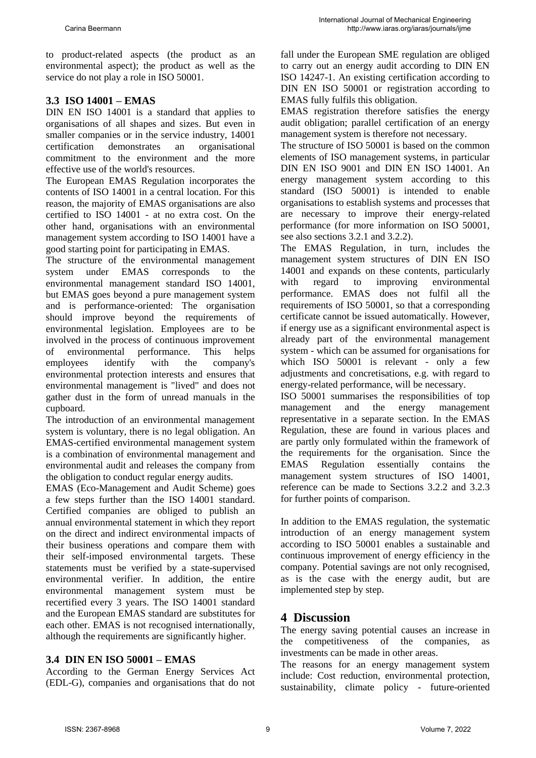to product-related aspects (the product as an environmental aspect); the product as well as the service do not play a role in ISO 50001.

### 3.3 ISO 14001 – EMAS

DIN EN ISO 14001 is a standard that applies to organisations of all shapes and sizes. But even in smaller companies or in the service industry, 14001 certification demonstrates an organisational commitment to the environment and the more effective use of the world's resources.

The European EMAS Regulation incorporates the contents of ISO 14001 in a central location. For this reason, the majority of EMAS organisations are also certified to ISO 14001 - at no extra cost. On the other hand, organisations with an environmental management system according to ISO 14001 have a good starting point for participating in EMAS.

The structure of the environmental management system under EMAS corresponds to the environmental management standard ISO 14001, but EMAS goes beyond a pure management system and is performance-oriented: The organisation should improve beyond the requirements of environmental legislation. Employees are to be involved in the process of continuous improvement of environmental performance. This helps employees identify with the company's environmental protection interests and ensures that environmental management is "lived" and does not gather dust in the form of unread manuals in the cupboard.

The introduction of an environmental management system is voluntary, there is no legal obligation. An EMAS-certified environmental management system is a combination of environmental management and environmental audit and releases the company from the obligation to conduct regular energy audits.

EMAS (Eco-Management and Audit Scheme) goes a few steps further than the ISO 14001 standard. Certified companies are obliged to publish an annual environmental statement in which they report on the direct and indirect environmental impacts of their business operations and compare them with their self-imposed environmental targets. These statements must be verified by a state-supervised environmental verifier. In addition, the entire environmental management system must be recertified every 3 years. The ISO 14001 standard and the European EMAS standard are substitutes for each other. EMAS is not recognised internationally, although the requirements are significantly higher.

### 3.4 DIN EN ISO 50001 – EMAS

According to the German Energy Services Act (EDL-G), companies and organisations that do not fall under the European SME regulation are obliged to carry out an energy audit according to DIN EN ISO 14247-1. An existing certification according to DIN EN ISO 50001 or registration according to EMAS fully fulfils this obligation.

EMAS registration therefore satisfies the energy audit obligation; parallel certification of an energy management system is therefore not necessary.

The structure of ISO 50001 is based on the common elements of ISO management systems, in particular DIN EN ISO 9001 and DIN EN ISO 14001. An energy management system according to this standard (ISO 50001) is intended to enable organisations to establish systems and processes that are necessary to improve their energy-related performance (for more information on ISO 50001, see also sections 3.2.1 and 3.2.2).

The EMAS Regulation, in turn, includes the management system structures of DIN EN ISO 14001 and expands on these contents, particularly with regard to improving environmental performance. EMAS does not fulfil all the requirements of ISO 50001, so that a corresponding certificate cannot be issued automatically. However, if energy use as a significant environmental aspect is already part of the environmental management system - which can be assumed for organisations for which ISO 50001 is relevant - only a few adjustments and concretisations, e.g. with regard to energy-related performance, will be necessary.

ISO 50001 summarises the responsibilities of top management and the energy management representative in a separate section. In the EMAS Regulation, these are found in various places and are partly only formulated within the framework of the requirements for the organisation. Since the EMAS Regulation essentially contains the management system structures of ISO 14001, reference can be made to Sections 3.2.2 and 3.2.3 for further points of comparison.

In addition to the EMAS regulation, the systematic introduction of an energy management system according to ISO 50001 enables a sustainable and continuous improvement of energy efficiency in the company. Potential savings are not only recognised, as is the case with the energy audit, but are implemented step by step.

## 4 Discussion

The energy saving potential causes an increase in the competitiveness of the companies, as investments can be made in other areas.

The reasons for an energy management system include: Cost reduction, environmental protection, sustainability, climate policy - future-oriented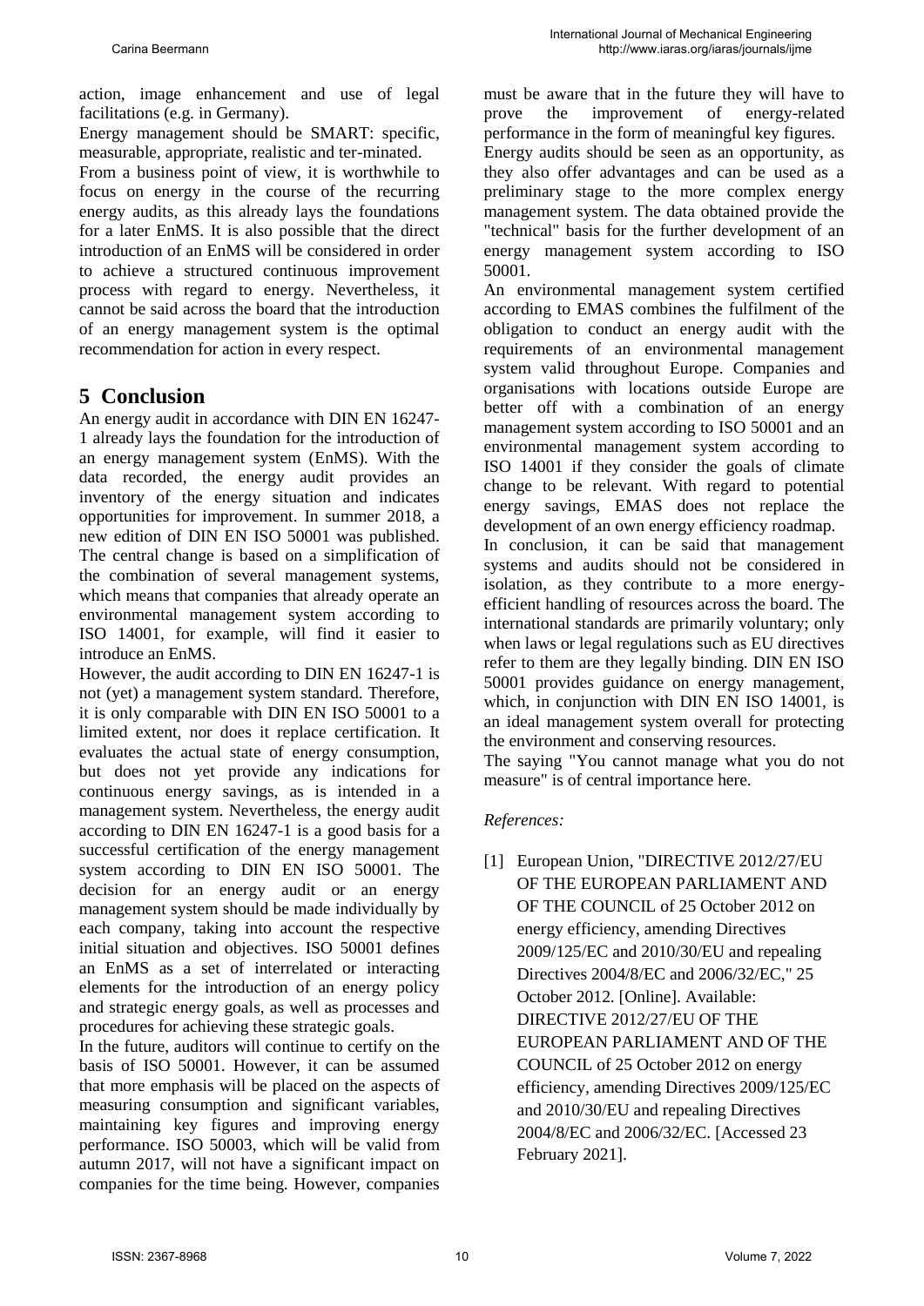action, image enhancement and use of legal facilitations (e.g. in Germany).

Energy management should be SMART: specific, measurable, appropriate, realistic and ter-minated.

From a business point of view, it is worthwhile to focus on energy in the course of the recurring energy audits, as this already lays the foundations for a later EnMS. It is also possible that the direct introduction of an EnMS will be considered in order to achieve a structured continuous improvement process with regard to energy. Nevertheless, it cannot be said across the board that the introduction of an energy management system is the optimal recommendation for action in every respect.

## 5 Conclusion

An energy audit in accordance with DIN EN 16247-1 already lays the foundation for the introduction of an energy management system (EnMS). With the data recorded, the energy audit provides an inventory of the energy situation and indicates opportunities for improvement. In summer 2018, a new edition of DIN EN ISO 50001 was published. The central change is based on a simplification of the combination of several management systems, which means that companies that already operate an environmental management system according to ISO 14001, for example, will find it easier to introduce an EnMS.

However, the audit according to DIN EN 16247-1 is not (yet) a management system standard. Therefore, it is only comparable with DIN EN ISO 50001 to a limited extent, nor does it replace certification. It evaluates the actual state of energy consumption, but does not yet provide any indications for continuous energy savings, as is intended in a management system. Nevertheless, the energy audit according to DIN EN 16247-1 is a good basis for a successful certification of the energy management system according to DIN EN ISO 50001. The decision for an energy audit or an energy management system should be made individually by each company, taking into account the respective initial situation and objectives. ISO 50001 defines an EnMS as a set of interrelated or interacting elements for the introduction of an energy policy and strategic energy goals, as well as processes and procedures for achieving these strategic goals.

In the future, auditors will continue to certify on the basis of ISO 50001. However, it can be assumed that more emphasis will be placed on the aspects of measuring consumption and significant variables, maintaining key figures and improving energy performance. ISO 50003, which will be valid from autumn 2017, will not have a significant impact on companies for the time being. However, companies must be aware that in the future they will have to prove the improvement of energy-related performance in the form of meaningful key figures.

Energy audits should be seen as an opportunity, as they also offer advantages and can be used as a preliminary stage to the more complex energy management system. The data obtained provide the "technical" basis for the further development of an energy management system according to ISO 50001.

An environmental management system certified according to EMAS combines the fulfilment of the obligation to conduct an energy audit with the requirements of an environmental management system valid throughout Europe. Companies and organisations with locations outside Europe are better off with a combination of an energy management system according to ISO 50001 and an environmental management system according to ISO 14001 if they consider the goals of climate change to be relevant. With regard to potential energy savings, EMAS does not replace the development of an own energy efficiency roadmap.

In conclusion, it can be said that management systems and audits should not be considered in isolation, as they contribute to a more energy-efficient handling of resources across the board. The international standards are primarily voluntary; only when laws or legal regulations such as EU directives refer to them are they legally binding. DIN EN ISO 50001 provides guidance on energy management, which, in conjunction with DIN EN ISO 14001, is an ideal management system overall for protecting the environment and conserving resources.

The saying "You cannot manage what you do not measure" is of central importance here.

*References:*

[1] European Union, "DIRECTIVE 2012/27/EU OF THE EUROPEAN PARLIAMENT AND OF THE COUNCIL of 25 October 2012 on energy efficiency, amending Directives 2009/125/EC and 2010/30/EU and repealing Directives 2004/8/EC and 2006/32/EC," 25 October 2012. [Online]. Available: DIRECTIVE 2012/27/EU OF THE EUROPEAN PARLIAMENT AND OF THE COUNCIL of 25 October 2012 on energy efficiency, amending Directives 2009/125/EC and 2010/30/EU and repealing Directives 2004/8/EC and 2006/32/EC. [Accessed 23 February 2021].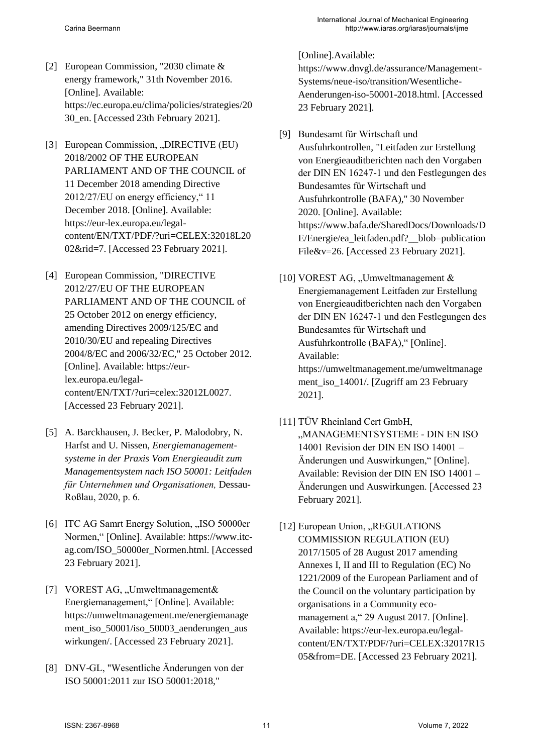[2] European Commission, "2030 climate & energy framework," 31th November 2016. [Online]. Available: https://ec.europa.eu/clima/policies/strategies/2030_en. [Accessed 23th February 2021].

[3] European Commission, „DIRECTIVE (EU) 2018/2002 OF THE EUROPEAN PARLIAMENT AND OF THE COUNCIL of 11 December 2018 amending Directive 2012/27/EU on energy efficiency," 11 December 2018. [Online]. Available: https://eur-lex.europa.eu/legal-content/EN/TXT/PDF/?uri=CELEX:32018L2002&rid=7. [Accessed 23 February 2021].

[4] European Commission, "DIRECTIVE 2012/27/EU OF THE EUROPEAN PARLIAMENT AND OF THE COUNCIL of 25 October 2012 on energy efficiency, amending Directives 2009/125/EC and 2010/30/EU and repealing Directives 2004/8/EC and 2006/32/EC," 25 October 2012. [Online]. Available: https://eur-lex.europa.eu/legal-content/EN/TXT/?uri=celex:32012L0027. [Accessed 23 February 2021].

[5] A. Barckhausen, J. Becker, P. Malodobry, N. Harfst and U. Nissen, *Energiemanagement-systeme in der Praxis Vom Energieaudit zum Managementsystem nach ISO 50001: Leitfaden für Unternehmen und Organisationen,* Dessau-Roßlau, 2020, p. 6.

[6] ITC AG Samrt Energy Solution, „ISO 50000er Normen," [Online]. Available: https://www.itc-ag.com/ISO_50000er_Normen.html. [Accessed 23 February 2021].

[7] VOREST AG, „Umweltmanagement& Energiemanagement," [Online]. Available: https://umweltmanagement.me/energiemanagement_iso_50001/iso_50003_aenderungen_auswirkungen/. [Accessed 23 February 2021].

[8] DNV-GL, "Wesentliche Änderungen von der ISO 50001:2011 zur ISO 50001:2018," [Online].Available: https://www.dnvgl.de/assurance/Management-Systems/neue-iso/transition/Wesentliche-Aenderungen-iso-50001-2018.html. [Accessed 23 February 2021].

[9] Bundesamt für Wirtschaft und Ausfuhrkontrollen, "Leitfaden zur Erstellung von Energieauditberichten nach den Vorgaben der DIN EN 16247-1 und den Festlegungen des Bundesamtes für Wirtschaft und Ausfuhrkontrolle (BAFA)," 30 November 2020. [Online]. Available: https://www.bafa.de/SharedDocs/Downloads/DE/Energie/ea_leitfaden.pdf?__blob=publicationFile&v=26. [Accessed 23 February 2021].

[10] VOREST AG, „Umweltmanagement & Energiemanagement Leitfaden zur Erstellung von Energieauditberichten nach den Vorgaben der DIN EN 16247-1 und den Festlegungen des Bundesamtes für Wirtschaft und Ausfuhrkontrolle (BAFA)," [Online]. Available: https://umweltmanagement.me/umweltmanagement_iso_14001/. [Zugriff am 23 February 2021].

[11] TÜV Rheinland Cert GmbH, „MANAGEMENTSYSTEME - DIN EN ISO 14001 Revision der DIN EN ISO 14001 – Änderungen und Auswirkungen," [Online]. Available: Revision der DIN EN ISO 14001 – Änderungen und Auswirkungen. [Accessed 23 February 2021].

[12] European Union, „REGULATIONS COMMISSION REGULATION (EU) 2017/1505 of 28 August 2017 amending Annexes I, II and III to Regulation (EC) No 1221/2009 of the European Parliament and of the Council on the voluntary participation by organisations in a Community eco-management a," 29 August 2017. [Online]. Available: https://eur-lex.europa.eu/legal-content/EN/TXT/PDF/?uri=CELEX:32017R1505&from=DE. [Accessed 23 February 2021].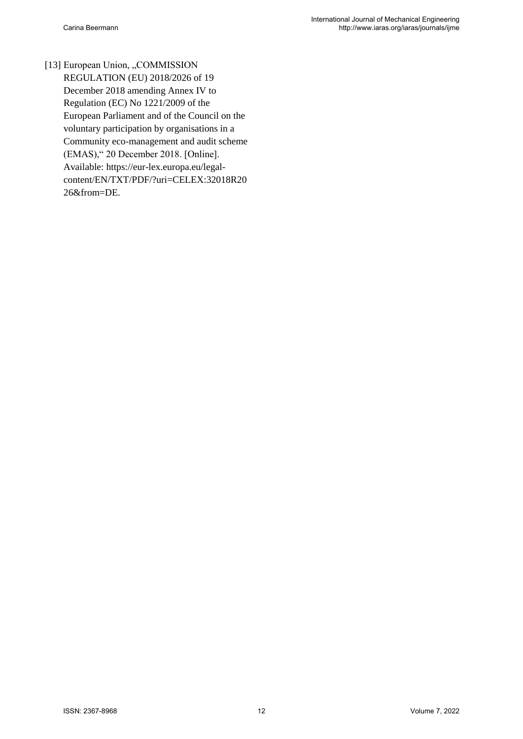[13] European Union, „COMMISSION REGULATION (EU) 2018/2026 of 19 December 2018 amending Annex IV to Regulation (EC) No 1221/2009 of the European Parliament and of the Council on the voluntary participation by organisations in a Community eco-management and audit scheme (EMAS)," 20 December 2018. [Online]. Available: https://eur-lex.europa.eu/legal-content/EN/TXT/PDF/?uri=CELEX:32018R2026&from=DE.